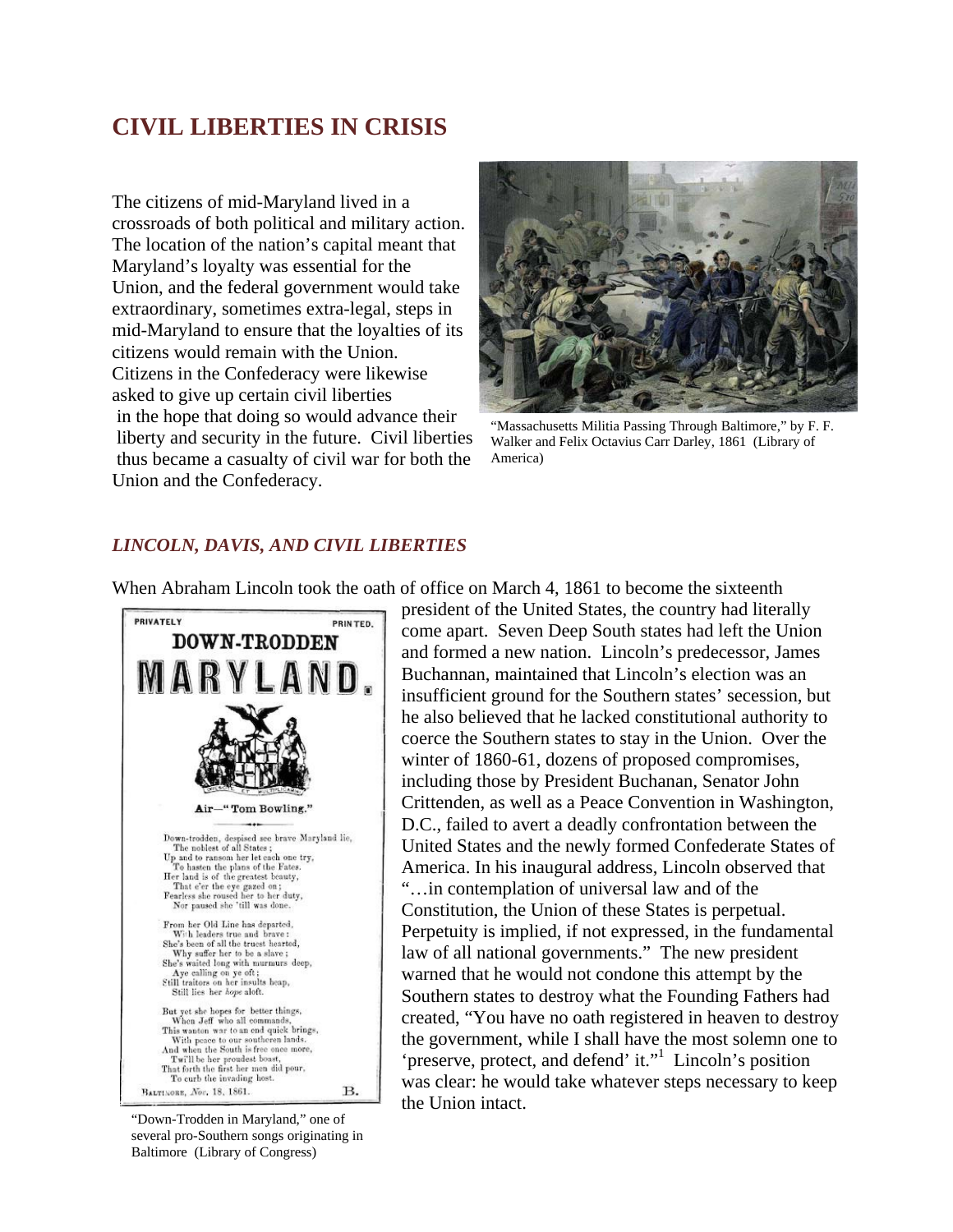# CIVIL LIBERTIES IN CRISIS

The citizens of mid-Maryland lived in a crossroads of both political and military action. The location of the nation's capital meant that Maryland's loyalty was essential for the Union, and the federal government would take extraordinary, sometimes extra-legal, steps in mid-Maryland to ensure that the loyalties of its citizens would remain with the Union. Citizens in the Confederacy were likewise asked to give up certain civil liberties in the hope that doing so would advance their liberty and security in the future. Civil liberties thus became a casualty of civil war for both the Union and the Confederacy.

"Massachusetts Militia Passing Through Baltimore," by F. F. Walker and Felix Octavius Carr Darley, 1861 (Library of America)

## *LINCOLN, DAVIS, AND CIVIL LIBERTIES*

When Abraham Lincoln took the oath of office on March 4, 1861 to become the sixteenth president of the United States, the country had literally come apart. Seven Deep South states had left the Union and formed a new nation. Lincoln's predecessor, James Buchannan, maintained that Lincoln's election was an insufficient ground for the Southern states' secession, but he also believed that he lacked constitutional authority to coerce the Southern states to stay in the Union. Over the winter of 1860-61, dozens of proposed compromises, including those by President Buchanan, Senator John Crittenden, as well as a Peace Convention in Washington, D.C., failed to avert a deadly confrontation between the United States and the newly formed Confederate States of America. In his inaugural address, Lincoln observed that "…in contemplation of universal law and of the Constitution, the Union of these States is perpetual. Perpetuity is implied, if not expressed, in the fundamental law of all national governments." The new president warned that he would not condone this attempt by the Southern states to destroy what the Founding Fathers had created, "You have no oath registered in heaven to destroy the government, while I shall have the most solemn one to 'preserve, protect, and defend' it."[1] Lincoln's position was clear: he would take whatever steps necessary to keep the Union intact.

PRIVATELY PRINTED.

**DOWN-TRODDEN MARYLAND.**

Air—"Tom Bowling."

Down-trodden, despised see brave Maryland lie,
The noblest of all States ;
Up and to ransom her let each one try,
To hasten the plans of the Fates.
Her land is of the greatest beauty,
That e'er the eye gazed on ;
Fearless she roused her to her duty,
Nor paused she 'till was done.

From her Old Line has departed,
With leaders true and brave :
She's been of all the truest hearted,
Why suffer her to be a slave ;
She's waited long with murmurs deep,
Aye calling on ye oft ;
Still traitors on her insults heap,
Still lies her *hope* aloft.

But yet she hopes for better things,
When Jeff who all commands,
This wanton war to an end quick brings,
With peace to our southeren lands.
And when the South is free once more,
Twi'll be her proudest boast,
That forth the first her men did pour,
To curb the invading host.

BALTIMORE, *Nov.* 18, 1861. B.

"Down-Trodden in Maryland," one of several pro-Southern songs originating in Baltimore (Library of Congress)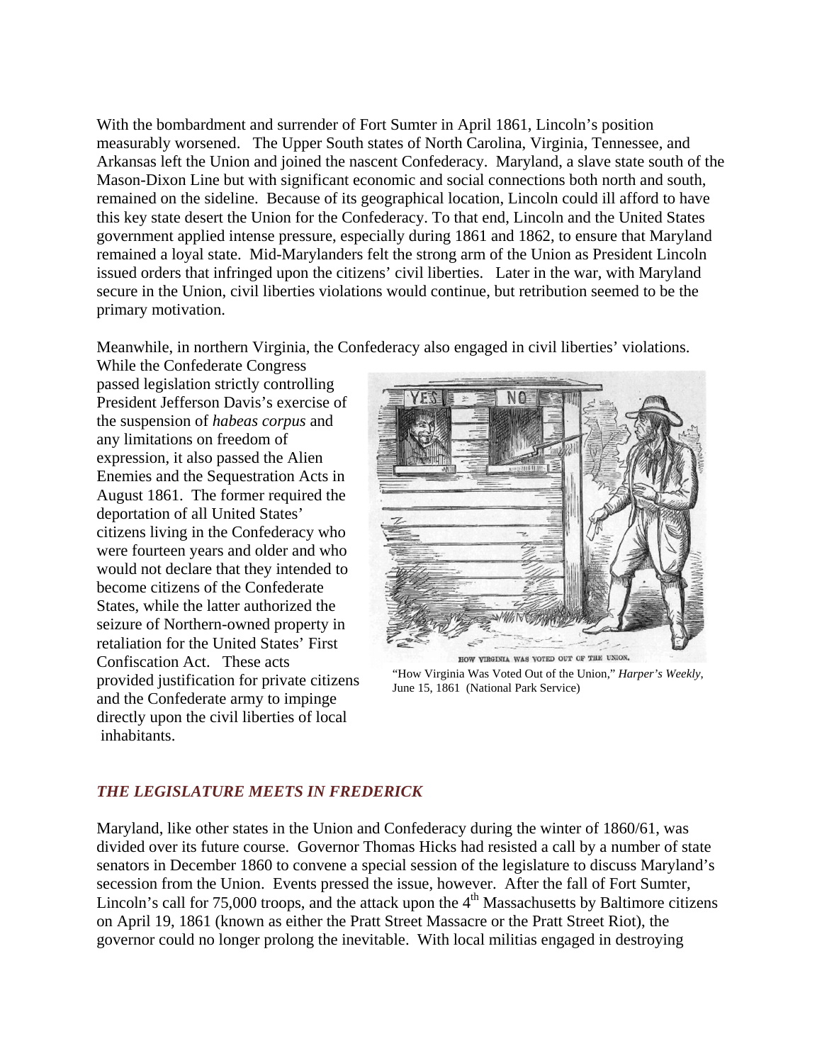With the bombardment and surrender of Fort Sumter in April 1861, Lincoln's position measurably worsened. The Upper South states of North Carolina, Virginia, Tennessee, and Arkansas left the Union and joined the nascent Confederacy. Maryland, a slave state south of the Mason-Dixon Line but with significant economic and social connections both north and south, remained on the sideline. Because of its geographical location, Lincoln could ill afford to have this key state desert the Union for the Confederacy. To that end, Lincoln and the United States government applied intense pressure, especially during 1861 and 1862, to ensure that Maryland remained a loyal state. Mid-Marylanders felt the strong arm of the Union as President Lincoln issued orders that infringed upon the citizens' civil liberties. Later in the war, with Maryland secure in the Union, civil liberties violations would continue, but retribution seemed to be the primary motivation.

Meanwhile, in northern Virginia, the Confederacy also engaged in civil liberties' violations. While the Confederate Congress passed legislation strictly controlling President Jefferson Davis's exercise of the suspension of *habeas corpus* and any limitations on freedom of expression, it also passed the Alien Enemies and the Sequestration Acts in August 1861. The former required the deportation of all United States' citizens living in the Confederacy who were fourteen years and older and who would not declare that they intended to become citizens of the Confederate States, while the latter authorized the seizure of Northern-owned property in retaliation for the United States' First Confiscation Act. These acts provided justification for private citizens and the Confederate army to impinge directly upon the civil liberties of local inhabitants.

"How Virginia Was Voted Out of the Union," *Harper's Weekly*, June 15, 1861 (National Park Service)

## *THE LEGISLATURE MEETS IN FREDERICK*

Maryland, like other states in the Union and Confederacy during the winter of 1860/61, was divided over its future course. Governor Thomas Hicks had resisted a call by a number of state senators in December 1860 to convene a special session of the legislature to discuss Maryland's secession from the Union. Events pressed the issue, however. After the fall of Fort Sumter, Lincoln's call for 75,000 troops, and the attack upon the 4th Massachusetts by Baltimore citizens on April 19, 1861 (known as either the Pratt Street Massacre or the Pratt Street Riot), the governor could no longer prolong the inevitable. With local militias engaged in destroying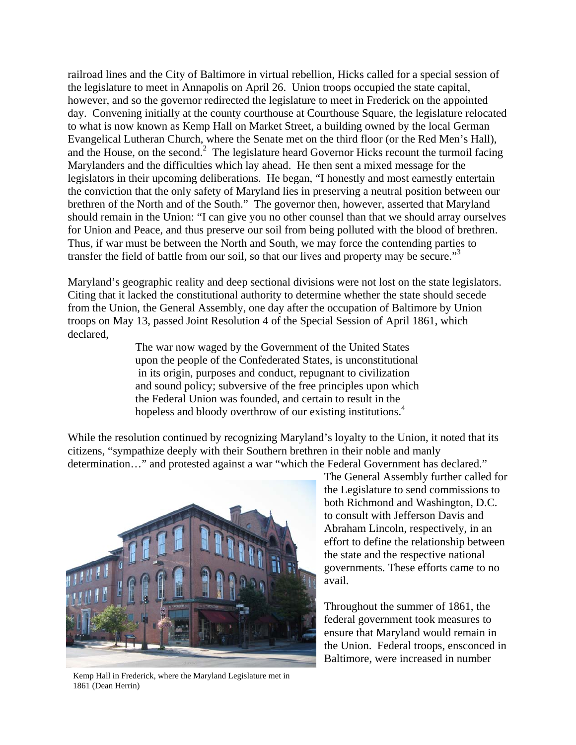railroad lines and the City of Baltimore in virtual rebellion, Hicks called for a special session of the legislature to meet in Annapolis on April 26. Union troops occupied the state capital, however, and so the governor redirected the legislature to meet in Frederick on the appointed day. Convening initially at the county courthouse at Courthouse Square, the legislature relocated to what is now known as Kemp Hall on Market Street, a building owned by the local German Evangelical Lutheran Church, where the Senate met on the third floor (or the Red Men's Hall), and the House, on the second.[2] The legislature heard Governor Hicks recount the turmoil facing Marylanders and the difficulties which lay ahead. He then sent a mixed message for the legislators in their upcoming deliberations. He began, "I honestly and most earnestly entertain the conviction that the only safety of Maryland lies in preserving a neutral position between our brethren of the North and of the South." The governor then, however, asserted that Maryland should remain in the Union: "I can give you no other counsel than that we should array ourselves for Union and Peace, and thus preserve our soil from being polluted with the blood of brethren. Thus, if war must be between the North and South, we may force the contending parties to transfer the field of battle from our soil, so that our lives and property may be secure."[3]

Maryland's geographic reality and deep sectional divisions were not lost on the state legislators. Citing that it lacked the constitutional authority to determine whether the state should secede from the Union, the General Assembly, one day after the occupation of Baltimore by Union troops on May 13, passed Joint Resolution 4 of the Special Session of April 1861, which declared,

> The war now waged by the Government of the United States upon the people of the Confederated States, is unconstitutional in its origin, purposes and conduct, repugnant to civilization and sound policy; subversive of the free principles upon which the Federal Union was founded, and certain to result in the hopeless and bloody overthrow of our existing institutions.[4]

While the resolution continued by recognizing Maryland's loyalty to the Union, it noted that its citizens, "sympathize deeply with their Southern brethren in their noble and manly determination…" and protested against a war "which the Federal Government has declared." The General Assembly further called for the Legislature to send commissions to both Richmond and Washington, D.C. to consult with Jefferson Davis and Abraham Lincoln, respectively, in an effort to define the relationship between the state and the respective national governments. These efforts came to no avail.

Kemp Hall in Frederick, where the Maryland Legislature met in 1861 (Dean Herrin)

Throughout the summer of 1861, the federal government took measures to ensure that Maryland would remain in the Union. Federal troops, ensconced in Baltimore, were increased in number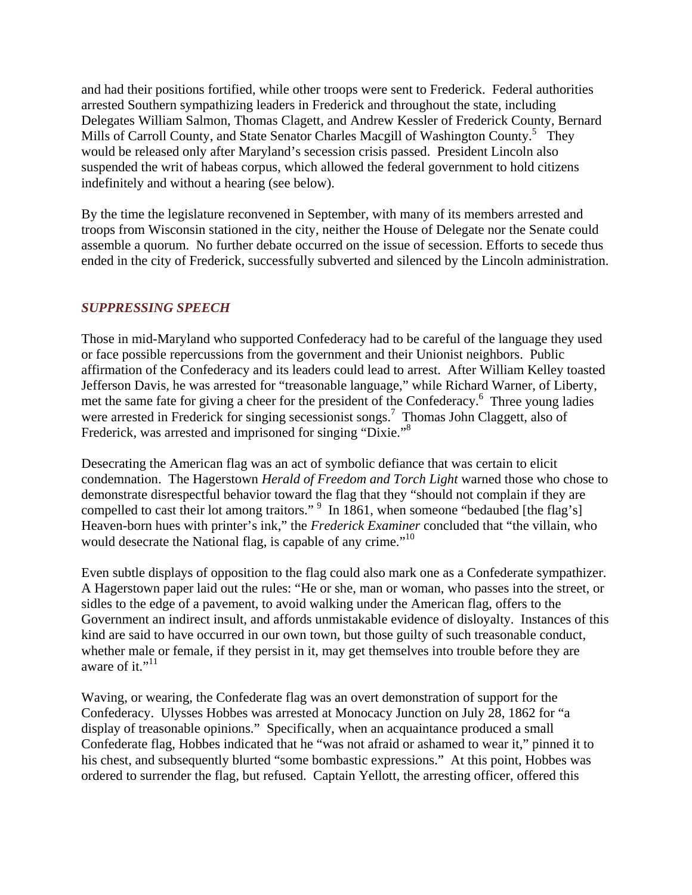and had their positions fortified, while other troops were sent to Frederick. Federal authorities arrested Southern sympathizing leaders in Frederick and throughout the state, including Delegates William Salmon, Thomas Clagett, and Andrew Kessler of Frederick County, Bernard Mills of Carroll County, and State Senator Charles Macgill of Washington County.[5] They would be released only after Maryland's secession crisis passed. President Lincoln also suspended the writ of habeas corpus, which allowed the federal government to hold citizens indefinitely and without a hearing (see below).

By the time the legislature reconvened in September, with many of its members arrested and troops from Wisconsin stationed in the city, neither the House of Delegate nor the Senate could assemble a quorum. No further debate occurred on the issue of secession. Efforts to secede thus ended in the city of Frederick, successfully subverted and silenced by the Lincoln administration.

## *SUPPRESSING SPEECH*

Those in mid-Maryland who supported Confederacy had to be careful of the language they used or face possible repercussions from the government and their Unionist neighbors. Public affirmation of the Confederacy and its leaders could lead to arrest. After William Kelley toasted Jefferson Davis, he was arrested for "treasonable language," while Richard Warner, of Liberty, met the same fate for giving a cheer for the president of the Confederacy.[6] Three young ladies were arrested in Frederick for singing secessionist songs.[7] Thomas John Claggett, also of Frederick, was arrested and imprisoned for singing "Dixie."[8]

Desecrating the American flag was an act of symbolic defiance that was certain to elicit condemnation. The Hagerstown *Herald of Freedom and Torch Light* warned those who chose to demonstrate disrespectful behavior toward the flag that they "should not complain if they are compelled to cast their lot among traitors."[9] In 1861, when someone "bedaubed [the flag's] Heaven-born hues with printer's ink," the *Frederick Examiner* concluded that "the villain, who would desecrate the National flag, is capable of any crime."[10]

Even subtle displays of opposition to the flag could also mark one as a Confederate sympathizer. A Hagerstown paper laid out the rules: "He or she, man or woman, who passes into the street, or sidles to the edge of a pavement, to avoid walking under the American flag, offers to the Government an indirect insult, and affords unmistakable evidence of disloyalty. Instances of this kind are said to have occurred in our own town, but those guilty of such treasonable conduct, whether male or female, if they persist in it, may get themselves into trouble before they are aware of it."[11]

Waving, or wearing, the Confederate flag was an overt demonstration of support for the Confederacy. Ulysses Hobbes was arrested at Monocacy Junction on July 28, 1862 for "a display of treasonable opinions." Specifically, when an acquaintance produced a small Confederate flag, Hobbes indicated that he "was not afraid or ashamed to wear it," pinned it to his chest, and subsequently blurted "some bombastic expressions." At this point, Hobbes was ordered to surrender the flag, but refused. Captain Yellott, the arresting officer, offered this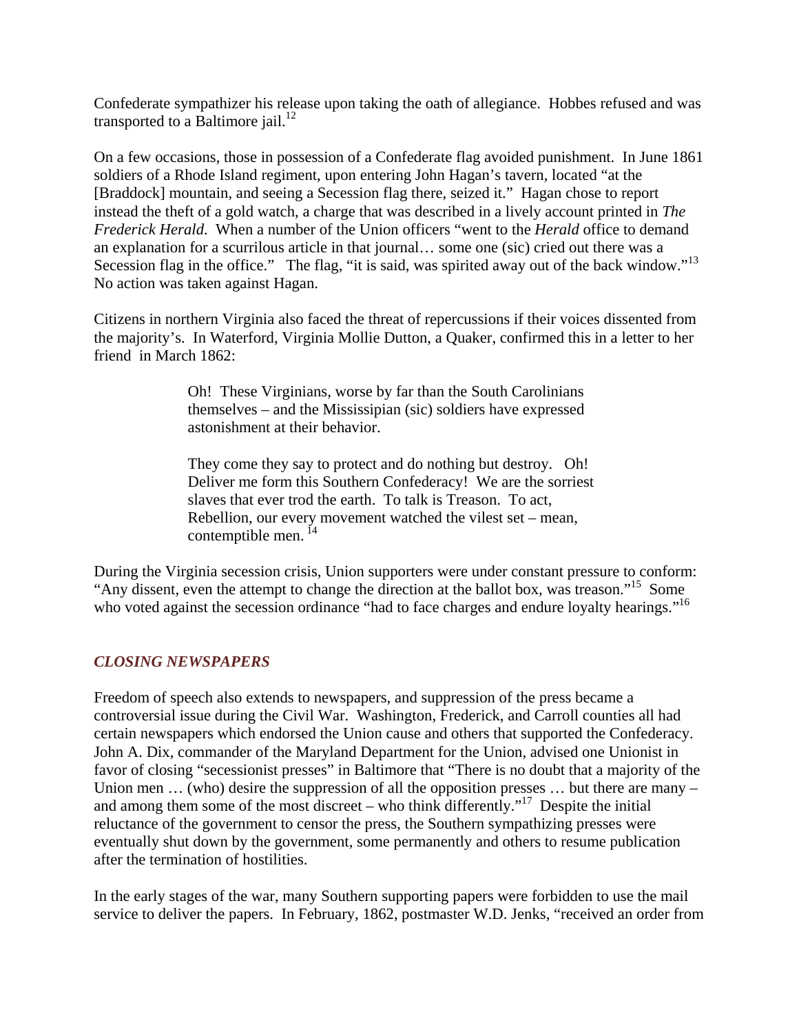Confederate sympathizer his release upon taking the oath of allegiance. Hobbes refused and was transported to a Baltimore jail.[12]

On a few occasions, those in possession of a Confederate flag avoided punishment. In June 1861 soldiers of a Rhode Island regiment, upon entering John Hagan's tavern, located "at the [Braddock] mountain, and seeing a Secession flag there, seized it." Hagan chose to report instead the theft of a gold watch, a charge that was described in a lively account printed in *The Frederick Herald*. When a number of the Union officers "went to the *Herald* office to demand an explanation for a scurrilous article in that journal… some one (sic) cried out there was a Secession flag in the office." The flag, "it is said, was spirited away out of the back window."[13] No action was taken against Hagan.

Citizens in northern Virginia also faced the threat of repercussions if their voices dissented from the majority's. In Waterford, Virginia Mollie Dutton, a Quaker, confirmed this in a letter to her friend in March 1862:

> Oh! These Virginians, worse by far than the South Carolinians themselves – and the Mississipian (sic) soldiers have expressed astonishment at their behavior.
>
> They come they say to protect and do nothing but destroy. Oh! Deliver me form this Southern Confederacy! We are the sorriest slaves that ever trod the earth. To talk is Treason. To act, Rebellion, our every movement watched the vilest set – mean, contemptible men.[14]

During the Virginia secession crisis, Union supporters were under constant pressure to conform: "Any dissent, even the attempt to change the direction at the ballot box, was treason."[15] Some who voted against the secession ordinance "had to face charges and endure loyalty hearings."[16]

## *CLOSING NEWSPAPERS*

Freedom of speech also extends to newspapers, and suppression of the press became a controversial issue during the Civil War. Washington, Frederick, and Carroll counties all had certain newspapers which endorsed the Union cause and others that supported the Confederacy. John A. Dix, commander of the Maryland Department for the Union, advised one Unionist in favor of closing "secessionist presses" in Baltimore that "There is no doubt that a majority of the Union men … (who) desire the suppression of all the opposition presses … but there are many – and among them some of the most discreet – who think differently."[17] Despite the initial reluctance of the government to censor the press, the Southern sympathizing presses were eventually shut down by the government, some permanently and others to resume publication after the termination of hostilities.

In the early stages of the war, many Southern supporting papers were forbidden to use the mail service to deliver the papers. In February, 1862, postmaster W.D. Jenks, "received an order from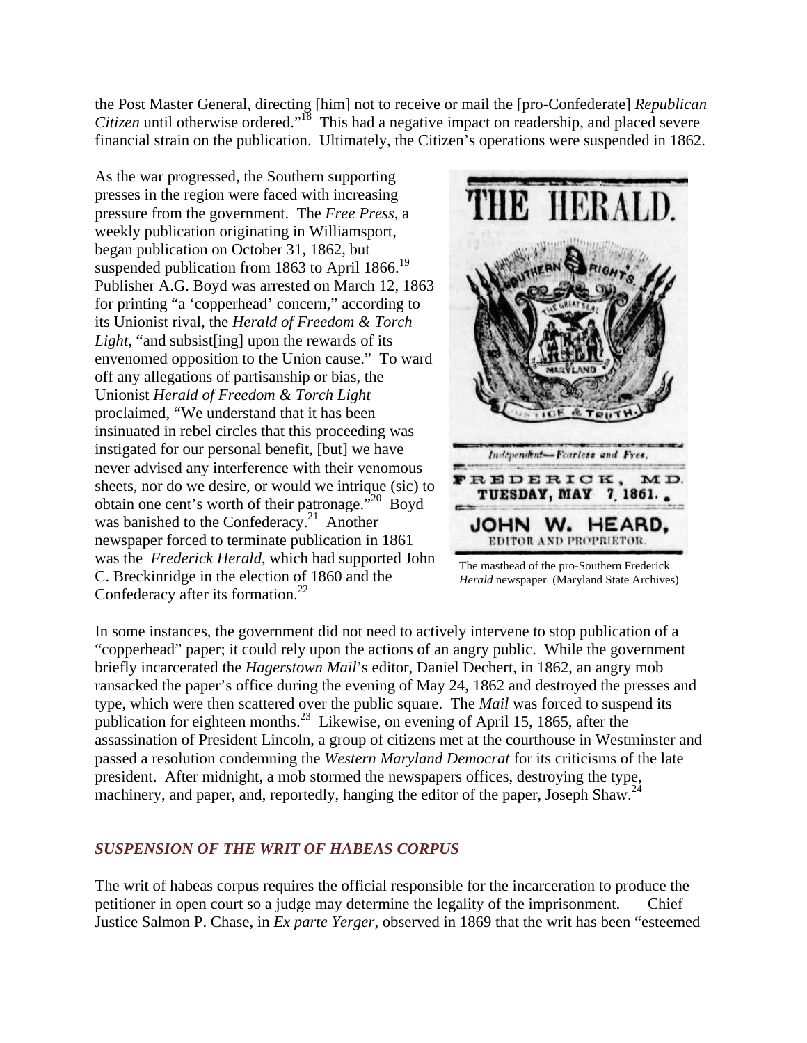the Post Master General, directing [him] not to receive or mail the [pro-Confederate] *Republican Citizen* until otherwise ordered."[18] This had a negative impact on readership, and placed severe financial strain on the publication. Ultimately, the Citizen's operations were suspended in 1862.

As the war progressed, the Southern supporting presses in the region were faced with increasing pressure from the government. The *Free Press*, a weekly publication originating in Williamsport, began publication on October 31, 1862, but suspended publication from 1863 to April 1866.[19] Publisher A.G. Boyd was arrested on March 12, 1863 for printing "a 'copperhead' concern," according to its Unionist rival, the *Herald of Freedom & Torch Light*, "and subsist[ing] upon the rewards of its envenomed opposition to the Union cause." To ward off any allegations of partisanship or bias, the Unionist *Herald of Freedom & Torch Light* proclaimed, "We understand that it has been insinuated in rebel circles that this proceeding was instigated for our personal benefit, [but] we have never advised any interference with their venomous sheets, nor do we desire, or would we intrique (sic) to obtain one cent's worth of their patronage."[20] Boyd was banished to the Confederacy.[21] Another newspaper forced to terminate publication in 1861 was the *Frederick Herald*, which had supported John C. Breckinridge in the election of 1860 and the Confederacy after its formation.[22]

The masthead of the pro-Southern Frederick *Herald* newspaper (Maryland State Archives)

In some instances, the government did not need to actively intervene to stop publication of a "copperhead" paper; it could rely upon the actions of an angry public. While the government briefly incarcerated the *Hagerstown Mail*'s editor, Daniel Dechert, in 1862, an angry mob ransacked the paper's office during the evening of May 24, 1862 and destroyed the presses and type, which were then scattered over the public square. The *Mail* was forced to suspend its publication for eighteen months.[23] Likewise, on evening of April 15, 1865, after the assassination of President Lincoln, a group of citizens met at the courthouse in Westminster and passed a resolution condemning the *Western Maryland Democrat* for its criticisms of the late president. After midnight, a mob stormed the newspapers offices, destroying the type, machinery, and paper, and, reportedly, hanging the editor of the paper, Joseph Shaw.[24]

## *SUSPENSION OF THE WRIT OF HABEAS CORPUS*

The writ of habeas corpus requires the official responsible for the incarceration to produce the petitioner in open court so a judge may determine the legality of the imprisonment. Chief Justice Salmon P. Chase, in *Ex parte Yerger*, observed in 1869 that the writ has been "esteemed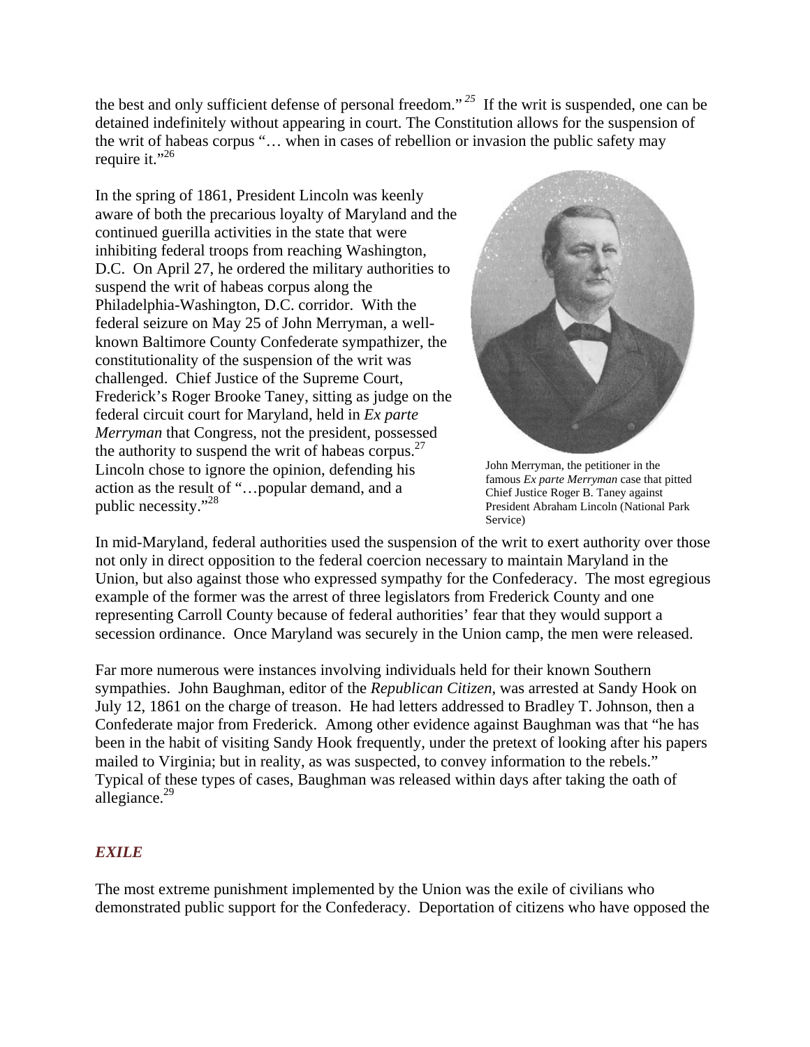the best and only sufficient defense of personal freedom."[25] If the writ is suspended, one can be detained indefinitely without appearing in court. The Constitution allows for the suspension of the writ of habeas corpus "… when in cases of rebellion or invasion the public safety may require it."[26]

In the spring of 1861, President Lincoln was keenly aware of both the precarious loyalty of Maryland and the continued guerilla activities in the state that were inhibiting federal troops from reaching Washington, D.C. On April 27, he ordered the military authorities to suspend the writ of habeas corpus along the Philadelphia-Washington, D.C. corridor. With the federal seizure on May 25 of John Merryman, a well-known Baltimore County Confederate sympathizer, the constitutionality of the suspension of the writ was challenged. Chief Justice of the Supreme Court, Frederick's Roger Brooke Taney, sitting as judge on the federal circuit court for Maryland, held in *Ex parte Merryman* that Congress, not the president, possessed the authority to suspend the writ of habeas corpus.[27] Lincoln chose to ignore the opinion, defending his action as the result of "…popular demand, and a public necessity."[28]

John Merryman, the petitioner in the famous *Ex parte Merryman* case that pitted Chief Justice Roger B. Taney against President Abraham Lincoln (National Park Service)

In mid-Maryland, federal authorities used the suspension of the writ to exert authority over those not only in direct opposition to the federal coercion necessary to maintain Maryland in the Union, but also against those who expressed sympathy for the Confederacy. The most egregious example of the former was the arrest of three legislators from Frederick County and one representing Carroll County because of federal authorities' fear that they would support a secession ordinance. Once Maryland was securely in the Union camp, the men were released.

Far more numerous were instances involving individuals held for their known Southern sympathies. John Baughman, editor of the *Republican Citizen*, was arrested at Sandy Hook on July 12, 1861 on the charge of treason. He had letters addressed to Bradley T. Johnson, then a Confederate major from Frederick. Among other evidence against Baughman was that "he has been in the habit of visiting Sandy Hook frequently, under the pretext of looking after his papers mailed to Virginia; but in reality, as was suspected, to convey information to the rebels." Typical of these types of cases, Baughman was released within days after taking the oath of allegiance.[29]

### *EXILE*

The most extreme punishment implemented by the Union was the exile of civilians who demonstrated public support for the Confederacy. Deportation of citizens who have opposed the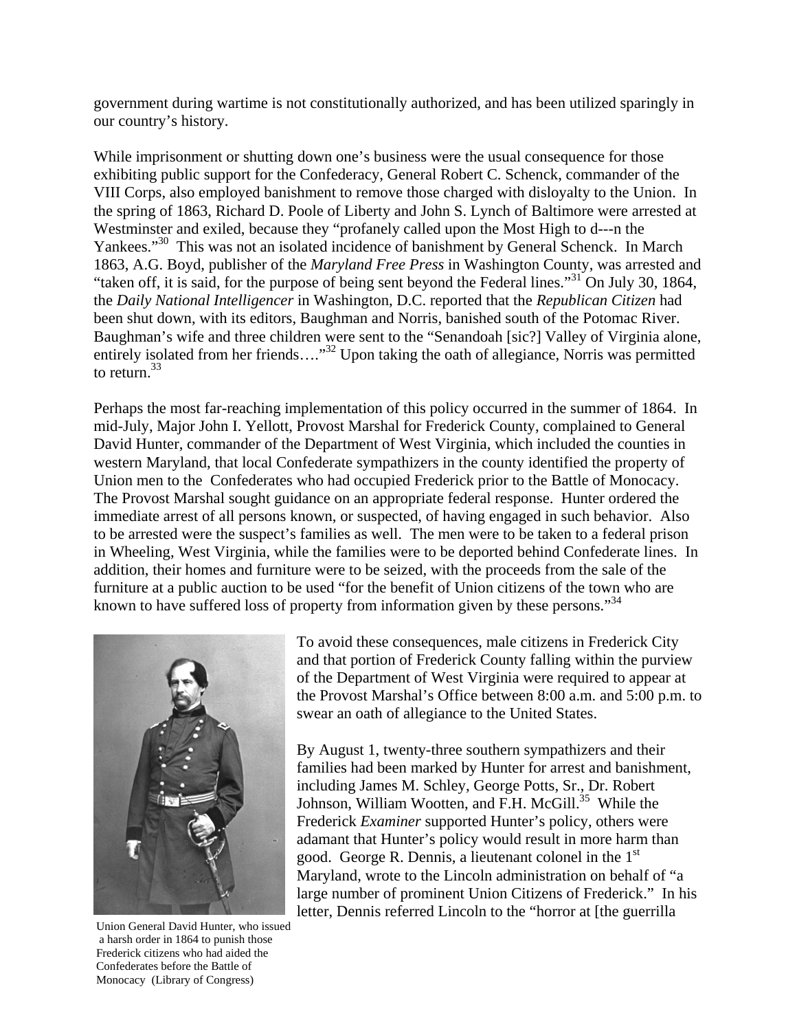government during wartime is not constitutionally authorized, and has been utilized sparingly in our country's history.

While imprisonment or shutting down one's business were the usual consequence for those exhibiting public support for the Confederacy, General Robert C. Schenck, commander of the VIII Corps, also employed banishment to remove those charged with disloyalty to the Union. In the spring of 1863, Richard D. Poole of Liberty and John S. Lynch of Baltimore were arrested at Westminster and exiled, because they "profanely called upon the Most High to d---n the Yankees."[30] This was not an isolated incidence of banishment by General Schenck. In March 1863, A.G. Boyd, publisher of the *Maryland Free Press* in Washington County, was arrested and "taken off, it is said, for the purpose of being sent beyond the Federal lines."[31] On July 30, 1864, the *Daily National Intelligencer* in Washington, D.C. reported that the *Republican Citizen* had been shut down, with its editors, Baughman and Norris, banished south of the Potomac River. Baughman's wife and three children were sent to the "Senandoah [sic?] Valley of Virginia alone, entirely isolated from her friends…."[32] Upon taking the oath of allegiance, Norris was permitted to return.[33]

Perhaps the most far-reaching implementation of this policy occurred in the summer of 1864. In mid-July, Major John I. Yellott, Provost Marshal for Frederick County, complained to General David Hunter, commander of the Department of West Virginia, which included the counties in western Maryland, that local Confederate sympathizers in the county identified the property of Union men to the Confederates who had occupied Frederick prior to the Battle of Monocacy. The Provost Marshal sought guidance on an appropriate federal response. Hunter ordered the immediate arrest of all persons known, or suspected, of having engaged in such behavior. Also to be arrested were the suspect's families as well. The men were to be taken to a federal prison in Wheeling, West Virginia, while the families were to be deported behind Confederate lines. In addition, their homes and furniture were to be seized, with the proceeds from the sale of the furniture at a public auction to be used "for the benefit of Union citizens of the town who are known to have suffered loss of property from information given by these persons."[34]

Union General David Hunter, who issued a harsh order in 1864 to punish those Frederick citizens who had aided the Confederates before the Battle of Monocacy (Library of Congress)

To avoid these consequences, male citizens in Frederick City and that portion of Frederick County falling within the purview of the Department of West Virginia were required to appear at the Provost Marshal's Office between 8:00 a.m. and 5:00 p.m. to swear an oath of allegiance to the United States.

By August 1, twenty-three southern sympathizers and their families had been marked by Hunter for arrest and banishment, including James M. Schley, George Potts, Sr., Dr. Robert Johnson, William Wootten, and F.H. McGill.[35] While the Frederick *Examiner* supported Hunter's policy, others were adamant that Hunter's policy would result in more harm than good. George R. Dennis, a lieutenant colonel in the 1st Maryland, wrote to the Lincoln administration on behalf of "a large number of prominent Union Citizens of Frederick." In his letter, Dennis referred Lincoln to the "horror at [the guerrilla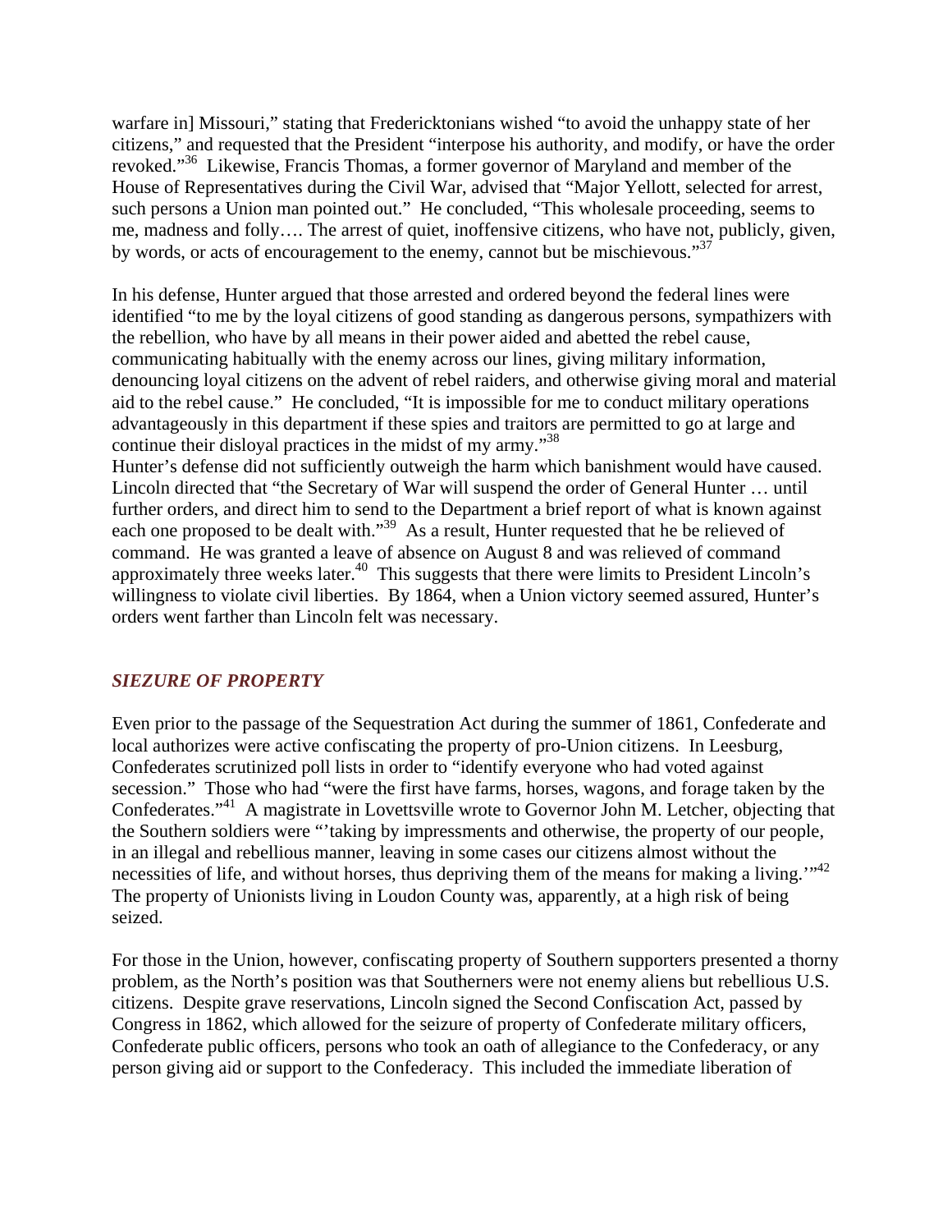warfare in] Missouri," stating that Fredericktonians wished "to avoid the unhappy state of her citizens," and requested that the President "interpose his authority, and modify, or have the order revoked."[36] Likewise, Francis Thomas, a former governor of Maryland and member of the House of Representatives during the Civil War, advised that "Major Yellott, selected for arrest, such persons a Union man pointed out." He concluded, "This wholesale proceeding, seems to me, madness and folly…. The arrest of quiet, inoffensive citizens, who have not, publicly, given, by words, or acts of encouragement to the enemy, cannot but be mischievous."[37]

In his defense, Hunter argued that those arrested and ordered beyond the federal lines were identified "to me by the loyal citizens of good standing as dangerous persons, sympathizers with the rebellion, who have by all means in their power aided and abetted the rebel cause, communicating habitually with the enemy across our lines, giving military information, denouncing loyal citizens on the advent of rebel raiders, and otherwise giving moral and material aid to the rebel cause." He concluded, "It is impossible for me to conduct military operations advantageously in this department if these spies and traitors are permitted to go at large and continue their disloyal practices in the midst of my army."[38]

Hunter's defense did not sufficiently outweigh the harm which banishment would have caused. Lincoln directed that "the Secretary of War will suspend the order of General Hunter … until further orders, and direct him to send to the Department a brief report of what is known against each one proposed to be dealt with."[39] As a result, Hunter requested that he be relieved of command. He was granted a leave of absence on August 8 and was relieved of command approximately three weeks later.[40] This suggests that there were limits to President Lincoln's willingness to violate civil liberties. By 1864, when a Union victory seemed assured, Hunter's orders went farther than Lincoln felt was necessary.

### *SIEZURE OF PROPERTY*

Even prior to the passage of the Sequestration Act during the summer of 1861, Confederate and local authorizes were active confiscating the property of pro-Union citizens. In Leesburg, Confederates scrutinized poll lists in order to "identify everyone who had voted against secession." Those who had "were the first have farms, horses, wagons, and forage taken by the Confederates."[41] A magistrate in Lovettsville wrote to Governor John M. Letcher, objecting that the Southern soldiers were "'taking by impressments and otherwise, the property of our people, in an illegal and rebellious manner, leaving in some cases our citizens almost without the necessities of life, and without horses, thus depriving them of the means for making a living.'"[42] The property of Unionists living in Loudon County was, apparently, at a high risk of being seized.

For those in the Union, however, confiscating property of Southern supporters presented a thorny problem, as the North's position was that Southerners were not enemy aliens but rebellious U.S. citizens. Despite grave reservations, Lincoln signed the Second Confiscation Act, passed by Congress in 1862, which allowed for the seizure of property of Confederate military officers, Confederate public officers, persons who took an oath of allegiance to the Confederacy, or any person giving aid or support to the Confederacy. This included the immediate liberation of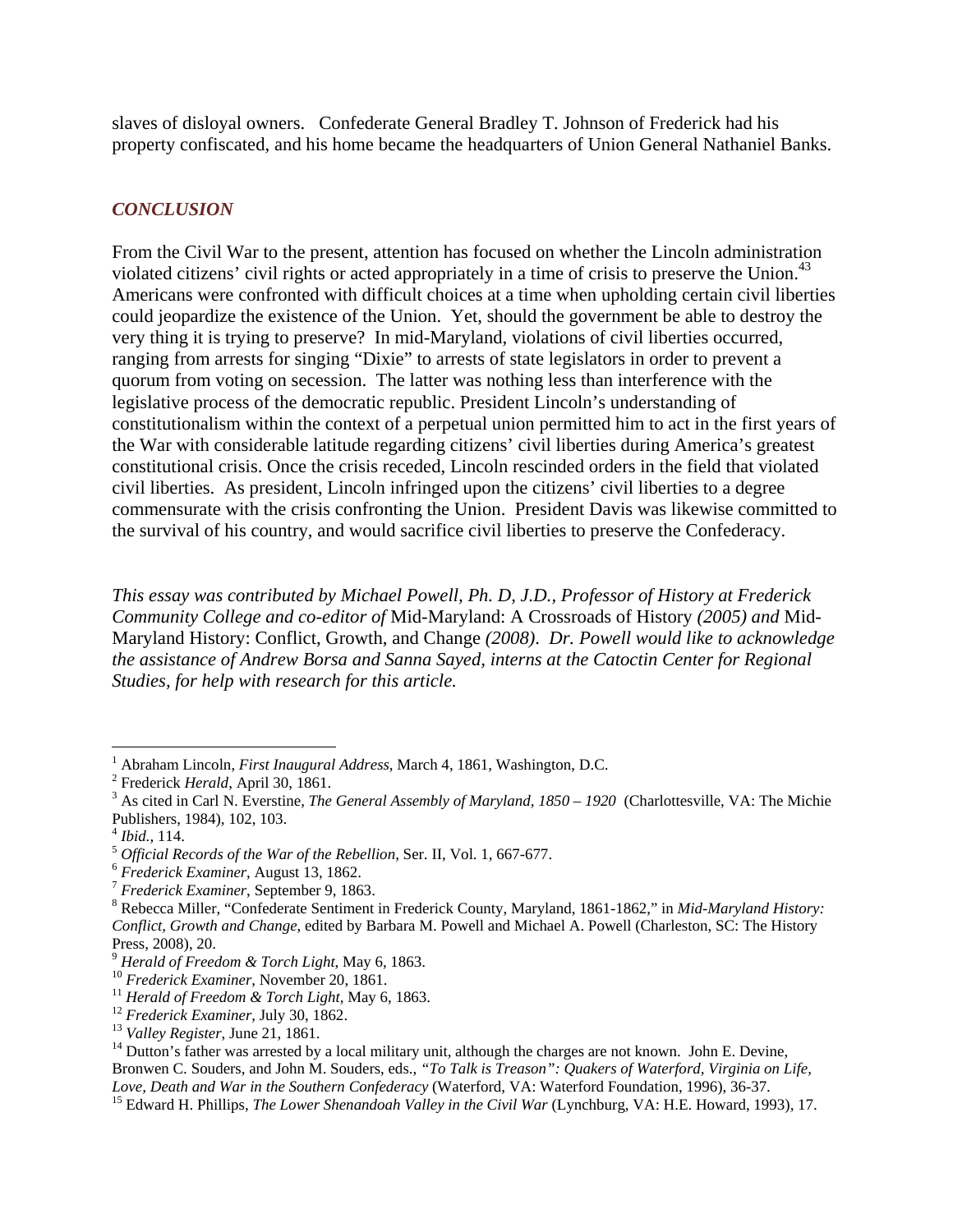slaves of disloyal owners. Confederate General Bradley T. Johnson of Frederick had his property confiscated, and his home became the headquarters of Union General Nathaniel Banks.

## *CONCLUSION*

From the Civil War to the present, attention has focused on whether the Lincoln administration violated citizens' civil rights or acted appropriately in a time of crisis to preserve the Union.[43] Americans were confronted with difficult choices at a time when upholding certain civil liberties could jeopardize the existence of the Union. Yet, should the government be able to destroy the very thing it is trying to preserve? In mid-Maryland, violations of civil liberties occurred, ranging from arrests for singing "Dixie" to arrests of state legislators in order to prevent a quorum from voting on secession. The latter was nothing less than interference with the legislative process of the democratic republic. President Lincoln's understanding of constitutionalism within the context of a perpetual union permitted him to act in the first years of the War with considerable latitude regarding citizens' civil liberties during America's greatest constitutional crisis. Once the crisis receded, Lincoln rescinded orders in the field that violated civil liberties. As president, Lincoln infringed upon the citizens' civil liberties to a degree commensurate with the crisis confronting the Union. President Davis was likewise committed to the survival of his country, and would sacrifice civil liberties to preserve the Confederacy.

*This essay was contributed by Michael Powell, Ph. D, J.D., Professor of History at Frederick Community College and co-editor of* Mid-Maryland: A Crossroads of History *(2005) and* Mid-Maryland History: Conflict, Growth, and Change *(2008). Dr. Powell would like to acknowledge the assistance of Andrew Borsa and Sanna Sayed, interns at the Catoctin Center for Regional Studies, for help with research for this article.*

---

[1] Abraham Lincoln, *First Inaugural Address*, March 4, 1861, Washington, D.C.

[2] Frederick *Herald*, April 30, 1861.

[3] As cited in Carl N. Everstine, *The General Assembly of Maryland, 1850 – 1920* (Charlottesville, VA: The Michie Publishers, 1984), 102, 103.

[4] *Ibid.*, 114.

[5] *Official Records of the War of the Rebellion*, Ser. II, Vol. 1, 667-677.

[6] *Frederick Examiner*, August 13, 1862.

[7] *Frederick Examiner*, September 9, 1863.

[8] Rebecca Miller, "Confederate Sentiment in Frederick County, Maryland, 1861-1862," in *Mid-Maryland History: Conflict, Growth and Change*, edited by Barbara M. Powell and Michael A. Powell (Charleston, SC: The History Press, 2008), 20.

[9] *Herald of Freedom & Torch Light*, May 6, 1863.

[10] *Frederick Examiner*, November 20, 1861.

[11] *Herald of Freedom & Torch Light*, May 6, 1863.

[12] *Frederick Examiner*, July 30, 1862.

[13] *Valley Register*, June 21, 1861.

[14] Dutton's father was arrested by a local military unit, although the charges are not known. John E. Devine, Bronwen C. Souders, and John M. Souders, eds., *"To Talk is Treason": Quakers of Waterford, Virginia on Life, Love, Death and War in the Southern Confederacy* (Waterford, VA: Waterford Foundation, 1996), 36-37.

[15] Edward H. Phillips, *The Lower Shenandoah Valley in the Civil War* (Lynchburg, VA: H.E. Howard, 1993), 17.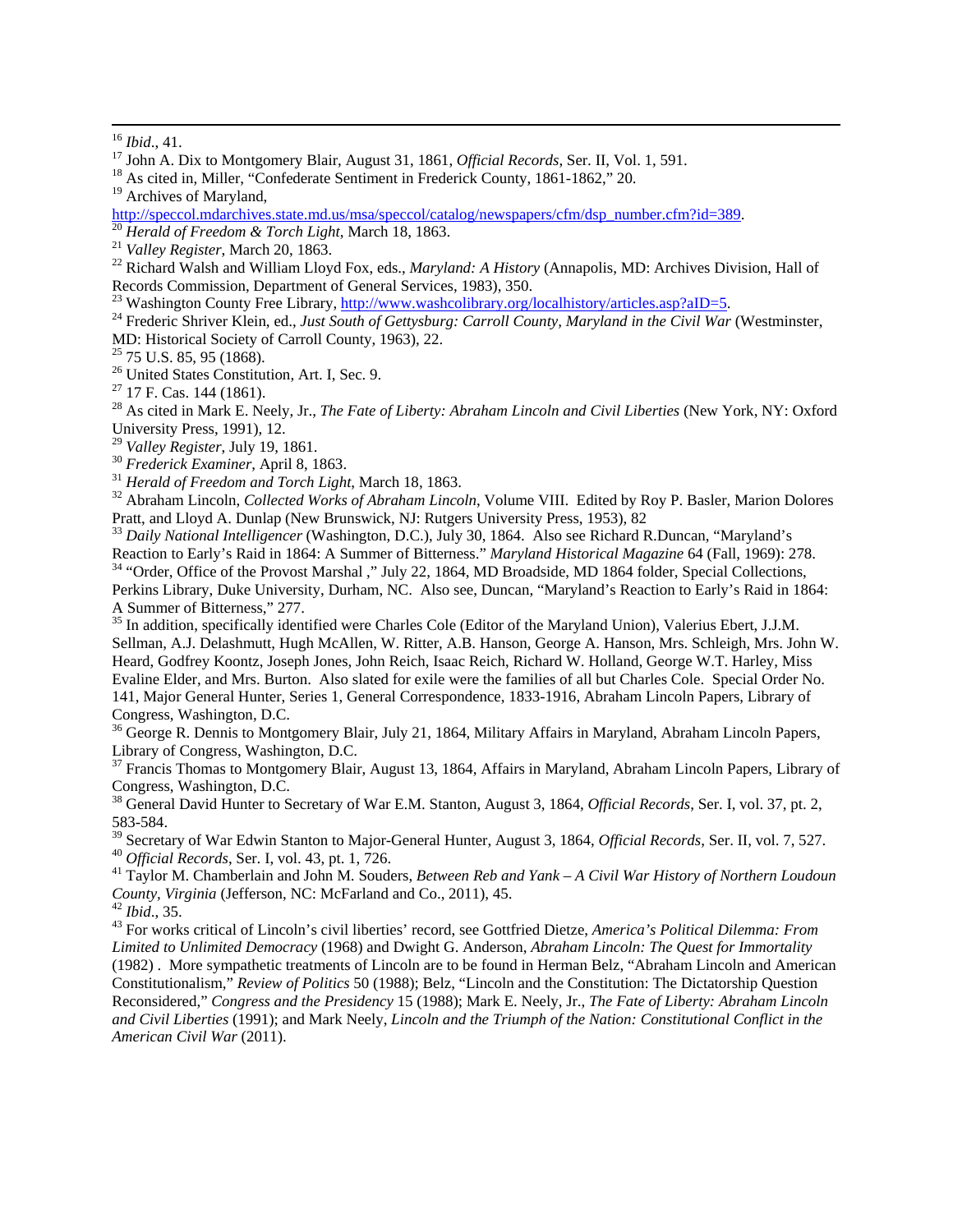[16] *Ibid*., 41.

[17] John A. Dix to Montgomery Blair, August 31, 1861, *Official Records*, Ser. II, Vol. 1, 591.

[18] As cited in, Miller, "Confederate Sentiment in Frederick County, 1861-1862," 20.

[19] Archives of Maryland, http://speccol.mdarchives.state.md.us/msa/speccol/catalog/newspapers/cfm/dsp_number.cfm?id=389.

[20] *Herald of Freedom & Torch Light*, March 18, 1863.

[21] *Valley Register*, March 20, 1863.

[22] Richard Walsh and William Lloyd Fox, eds., *Maryland: A History* (Annapolis, MD: Archives Division, Hall of Records Commission, Department of General Services, 1983), 350.

[23] Washington County Free Library, http://www.washcolibrary.org/localhistory/articles.asp?aID=5.

[24] Frederic Shriver Klein, ed., *Just South of Gettysburg: Carroll County, Maryland in the Civil War* (Westminster, MD: Historical Society of Carroll County, 1963), 22.

[25] 75 U.S. 85, 95 (1868).

[26] United States Constitution, Art. I, Sec. 9.

[27] 17 F. Cas. 144 (1861).

[28] As cited in Mark E. Neely, Jr., *The Fate of Liberty: Abraham Lincoln and Civil Liberties* (New York, NY: Oxford University Press, 1991), 12.

[29] *Valley Register*, July 19, 1861.

[30] *Frederick Examiner*, April 8, 1863.

[31] *Herald of Freedom and Torch Light*, March 18, 1863.

[32] Abraham Lincoln, *Collected Works of Abraham Lincoln*, Volume VIII. Edited by Roy P. Basler, Marion Dolores Pratt, and Lloyd A. Dunlap (New Brunswick, NJ: Rutgers University Press, 1953), 82

[33] *Daily National Intelligencer* (Washington, D.C.), July 30, 1864. Also see Richard R.Duncan, "Maryland's Reaction to Early's Raid in 1864: A Summer of Bitterness." *Maryland Historical Magazine* 64 (Fall, 1969): 278.

[34] "Order, Office of the Provost Marshal ," July 22, 1864, MD Broadside, MD 1864 folder, Special Collections, Perkins Library, Duke University, Durham, NC. Also see, Duncan, "Maryland's Reaction to Early's Raid in 1864: A Summer of Bitterness," 277.

[35] In addition, specifically identified were Charles Cole (Editor of the Maryland Union), Valerius Ebert, J.J.M. Sellman, A.J. Delashmutt, Hugh McAllen, W. Ritter, A.B. Hanson, George A. Hanson, Mrs. Schleigh, Mrs. John W. Heard, Godfrey Koontz, Joseph Jones, John Reich, Isaac Reich, Richard W. Holland, George W.T. Harley, Miss Evaline Elder, and Mrs. Burton. Also slated for exile were the families of all but Charles Cole. Special Order No. 141, Major General Hunter, Series 1, General Correspondence, 1833-1916, Abraham Lincoln Papers, Library of Congress, Washington, D.C.

[36] George R. Dennis to Montgomery Blair, July 21, 1864, Military Affairs in Maryland, Abraham Lincoln Papers, Library of Congress, Washington, D.C.

[37] Francis Thomas to Montgomery Blair, August 13, 1864, Affairs in Maryland, Abraham Lincoln Papers, Library of Congress, Washington, D.C.

[38] General David Hunter to Secretary of War E.M. Stanton, August 3, 1864, *Official Records*, Ser. I, vol. 37, pt. 2, 583-584.

[39] Secretary of War Edwin Stanton to Major-General Hunter, August 3, 1864, *Official Records*, Ser. II, vol. 7, 527.

[40] *Official Records*, Ser. I, vol. 43, pt. 1, 726.

[41] Taylor M. Chamberlain and John M. Souders, *Between Reb and Yank – A Civil War History of Northern Loudoun County, Virginia* (Jefferson, NC: McFarland and Co., 2011), 45.

[42] *Ibid*., 35.

[43] For works critical of Lincoln's civil liberties' record, see Gottfried Dietze, *America's Political Dilemma: From Limited to Unlimited Democracy* (1968) and Dwight G. Anderson, *Abraham Lincoln: The Quest for Immortality* (1982) . More sympathetic treatments of Lincoln are to be found in Herman Belz, "Abraham Lincoln and American Constitutionalism," *Review of Politics* 50 (1988); Belz, "Lincoln and the Constitution: The Dictatorship Question Reconsidered," *Congress and the Presidency* 15 (1988); Mark E. Neely, Jr., *The Fate of Liberty: Abraham Lincoln and Civil Liberties* (1991); and Mark Neely, *Lincoln and the Triumph of the Nation: Constitutional Conflict in the American Civil War* (2011).